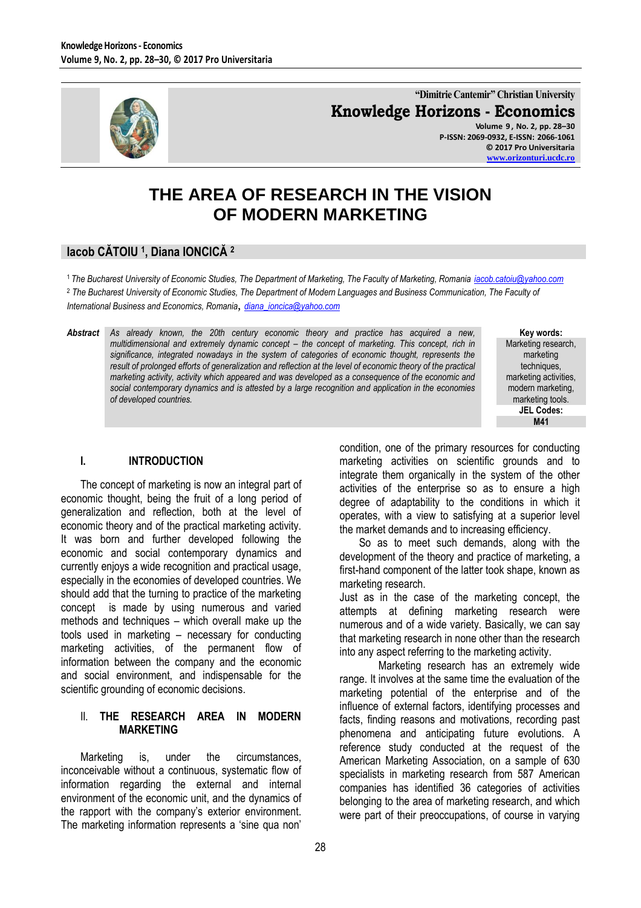# THE AREA OF RESEARCH IN THE VISION OF MODERN MARKETING

**Iacob CĂTOIU [1], Diana IONCICĂ [2]**

[1] *The Bucharest University of Economic Studies, The Department of Marketing, The Faculty of Marketing, Romania* iacob.catoiu@yahoo.com

[2] *The Bucharest University of Economic Studies, The Department of Modern Languages and Business Communication, The Faculty of International Business and Economics, Romania*, diana_ioncica@yahoo.com

**Abstract** *As already known, the 20th century economic theory and practice has acquired a new, multidimensional and extremely dynamic concept – the concept of marketing. This concept, rich in significance, integrated nowadays in the system of categories of economic thought, represents the result of prolonged efforts of generalization and reflection at the level of economic theory of the practical marketing activity, activity which appeared and was developed as a consequence of the economic and social contemporary dynamics and is attested by a large recognition and application in the economies of developed countries.*

**Key words:** Marketing research, marketing techniques, marketing activities, modern marketing, marketing tools.

**JEL Codes:** M41

## I. INTRODUCTION

The concept of marketing is now an integral part of economic thought, being the fruit of a long period of generalization and reflection, both at the level of economic theory and of the practical marketing activity. It was born and further developed following the economic and social contemporary dynamics and currently enjoys a wide recognition and practical usage, especially in the economies of developed countries. We should add that the turning to practice of the marketing concept is made by using numerous and varied methods and techniques – which overall make up the tools used in marketing – necessary for conducting marketing activities, of the permanent flow of information between the company and the economic and social environment, and indispensable for the scientific grounding of economic decisions.

## II. THE RESEARCH AREA IN MODERN MARKETING

Marketing is, under the circumstances, inconceivable without a continuous, systematic flow of information regarding the external and internal environment of the economic unit, and the dynamics of the rapport with the company's exterior environment. The marketing information represents a 'sine qua non' condition, one of the primary resources for conducting marketing activities on scientific grounds and to integrate them organically in the system of the other activities of the enterprise so as to ensure a high degree of adaptability to the conditions in which it operates, with a view to satisfying at a superior level the market demands and to increasing efficiency.

So as to meet such demands, along with the development of the theory and practice of marketing, a first-hand component of the latter took shape, known as marketing research.

Just as in the case of the marketing concept, the attempts at defining marketing research were numerous and of a wide variety. Basically, we can say that marketing research in none other than the research into any aspect referring to the marketing activity.

Marketing research has an extremely wide range. It involves at the same time the evaluation of the marketing potential of the enterprise and of the influence of external factors, identifying processes and facts, finding reasons and motivations, recording past phenomena and anticipating future evolutions. A reference study conducted at the request of the American Marketing Association, on a sample of 630 specialists in marketing research from 587 American companies has identified 36 categories of activities belonging to the area of marketing research, and which were part of their preoccupations, of course in varying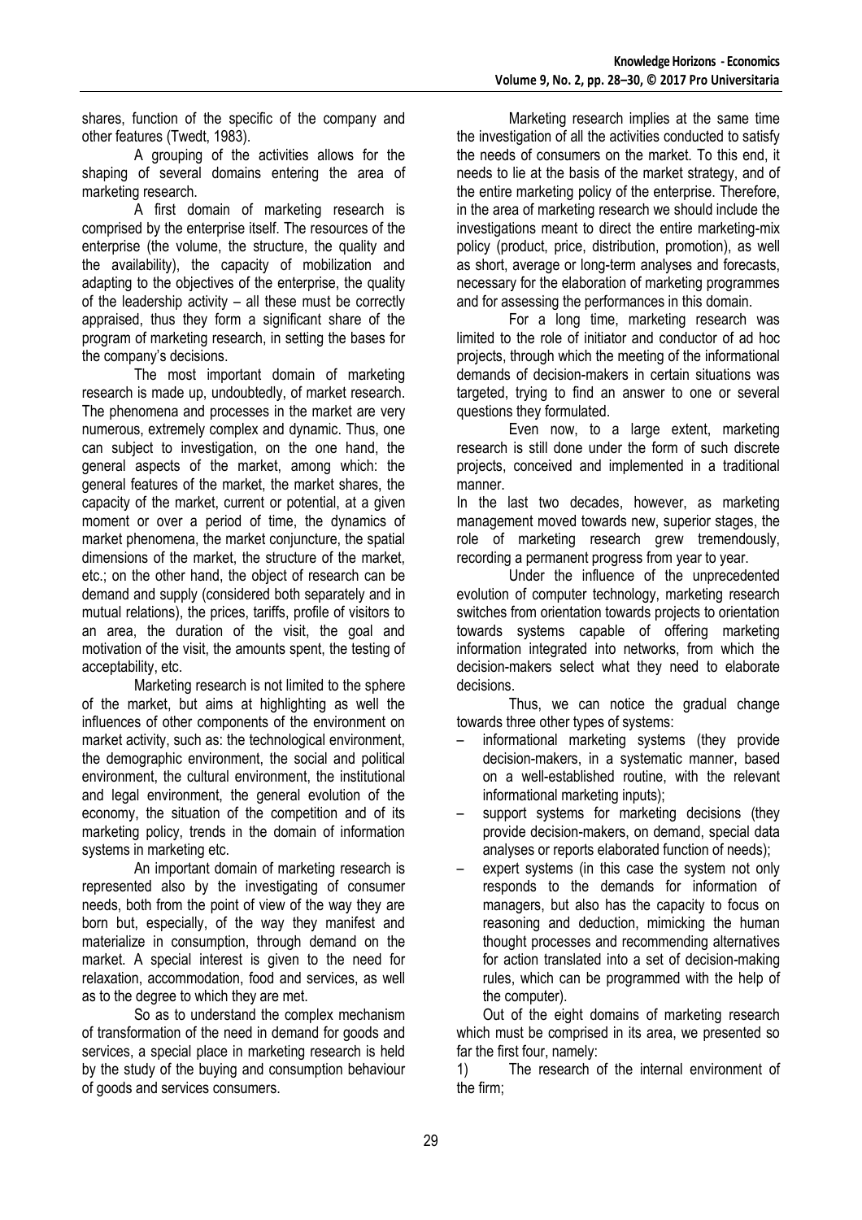shares, function of the specific of the company and other features (Twedt, 1983).

A grouping of the activities allows for the shaping of several domains entering the area of marketing research.

A first domain of marketing research is comprised by the enterprise itself. The resources of the enterprise (the volume, the structure, the quality and the availability), the capacity of mobilization and adapting to the objectives of the enterprise, the quality of the leadership activity – all these must be correctly appraised, thus they form a significant share of the program of marketing research, in setting the bases for the company's decisions.

The most important domain of marketing research is made up, undoubtedly, of market research. The phenomena and processes in the market are very numerous, extremely complex and dynamic. Thus, one can subject to investigation, on the one hand, the general aspects of the market, among which: the general features of the market, the market shares, the capacity of the market, current or potential, at a given moment or over a period of time, the dynamics of market phenomena, the market conjuncture, the spatial dimensions of the market, the structure of the market, etc.; on the other hand, the object of research can be demand and supply (considered both separately and in mutual relations), the prices, tariffs, profile of visitors to an area, the duration of the visit, the goal and motivation of the visit, the amounts spent, the testing of acceptability, etc.

Marketing research is not limited to the sphere of the market, but aims at highlighting as well the influences of other components of the environment on market activity, such as: the technological environment, the demographic environment, the social and political environment, the cultural environment, the institutional and legal environment, the general evolution of the economy, the situation of the competition and of its marketing policy, trends in the domain of information systems in marketing etc.

An important domain of marketing research is represented also by the investigating of consumer needs, both from the point of view of the way they are born but, especially, of the way they manifest and materialize in consumption, through demand on the market. A special interest is given to the need for relaxation, accommodation, food and services, as well as to the degree to which they are met.

So as to understand the complex mechanism of transformation of the need in demand for goods and services, a special place in marketing research is held by the study of the buying and consumption behaviour of goods and services consumers.

Marketing research implies at the same time the investigation of all the activities conducted to satisfy the needs of consumers on the market. To this end, it needs to lie at the basis of the market strategy, and of the entire marketing policy of the enterprise. Therefore, in the area of marketing research we should include the investigations meant to direct the entire marketing-mix policy (product, price, distribution, promotion), as well as short, average or long-term analyses and forecasts, necessary for the elaboration of marketing programmes and for assessing the performances in this domain.

For a long time, marketing research was limited to the role of initiator and conductor of ad hoc projects, through which the meeting of the informational demands of decision-makers in certain situations was targeted, trying to find an answer to one or several questions they formulated.

Even now, to a large extent, marketing research is still done under the form of such discrete projects, conceived and implemented in a traditional manner.

In the last two decades, however, as marketing management moved towards new, superior stages, the role of marketing research grew tremendously, recording a permanent progress from year to year.

Under the influence of the unprecedented evolution of computer technology, marketing research switches from orientation towards projects to orientation towards systems capable of offering marketing information integrated into networks, from which the decision-makers select what they need to elaborate decisions.

Thus, we can notice the gradual change towards three other types of systems:

- informational marketing systems (they provide decision-makers, in a systematic manner, based on a well-established routine, with the relevant informational marketing inputs);
- support systems for marketing decisions (they provide decision-makers, on demand, special data analyses or reports elaborated function of needs);
- expert systems (in this case the system not only responds to the demands for information of managers, but also has the capacity to focus on reasoning and deduction, mimicking the human thought processes and recommending alternatives for action translated into a set of decision-making rules, which can be programmed with the help of the computer).

Out of the eight domains of marketing research which must be comprised in its area, we presented so far the first four, namely:

1) The research of the internal environment of the firm;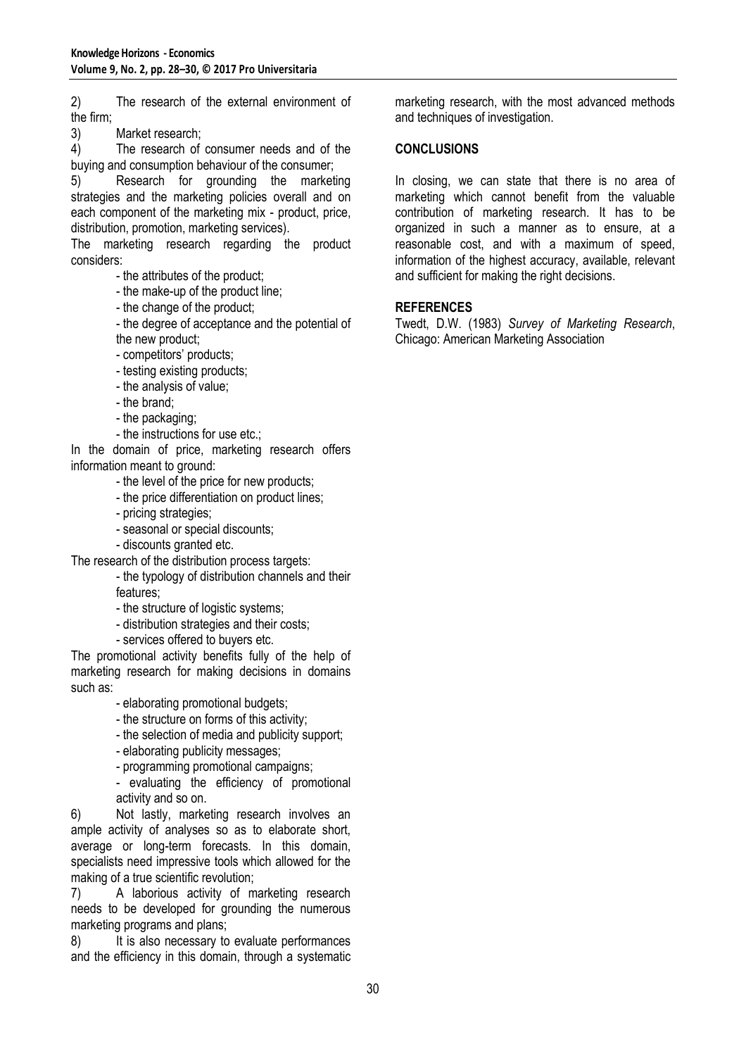2) The research of the external environment of the firm;

3) Market research;

4) The research of consumer needs and of the buying and consumption behaviour of the consumer;

5) Research for grounding the marketing strategies and the marketing policies overall and on each component of the marketing mix - product, price, distribution, promotion, marketing services).

The marketing research regarding the product considers:

- the attributes of the product;
- the make-up of the product line;
- the change of the product;
- the degree of acceptance and the potential of the new product;
- competitors' products;
- testing existing products;
- the analysis of value;
- the brand;
- the packaging;
- the instructions for use etc.;

In the domain of price, marketing research offers information meant to ground:

- the level of the price for new products;
- the price differentiation on product lines;
- pricing strategies;
- seasonal or special discounts;
- discounts granted etc.

The research of the distribution process targets:

- the typology of distribution channels and their features;
- the structure of logistic systems;
- distribution strategies and their costs;
- services offered to buyers etc.

The promotional activity benefits fully of the help of marketing research for making decisions in domains such as:

- elaborating promotional budgets;
- the structure on forms of this activity;
- the selection of media and publicity support;
- elaborating publicity messages;
- programming promotional campaigns;
- evaluating the efficiency of promotional activity and so on.

6) Not lastly, marketing research involves an ample activity of analyses so as to elaborate short, average or long-term forecasts. In this domain, specialists need impressive tools which allowed for the making of a true scientific revolution;

7) A laborious activity of marketing research needs to be developed for grounding the numerous marketing programs and plans;

8) It is also necessary to evaluate performances and the efficiency in this domain, through a systematic marketing research, with the most advanced methods and techniques of investigation.

## CONCLUSIONS

In closing, we can state that there is no area of marketing which cannot benefit from the valuable contribution of marketing research. It has to be organized in such a manner as to ensure, at a reasonable cost, and with a maximum of speed, information of the highest accuracy, available, relevant and sufficient for making the right decisions.

## REFERENCES

Twedt, D.W. (1983) *Survey of Marketing Research*, Chicago: American Marketing Association